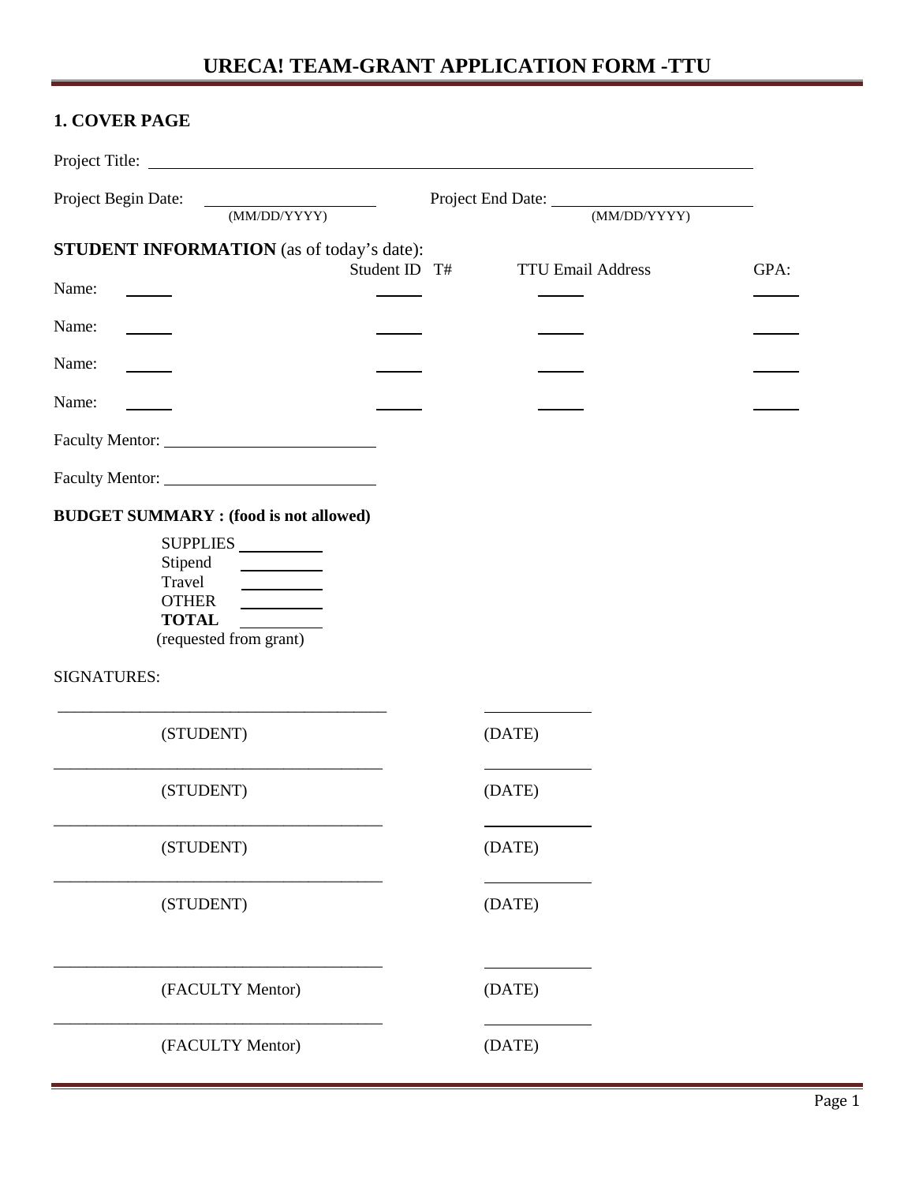# URECA! TEAM-GRANT APPLICATION FORM -TTU

## 1. COVER PAGE

Project Title: ______________________________________________

Project Begin Date: ____________ (MM/DD/YYYY) Project End Date: ____________ (MM/DD/YYYY)

**STUDENT INFORMATION** (as of today's date):

| | Name | Student ID T# | TTU Email Address | GPA: |
|---|---|---|---|---|
| Name: | _____ | _____ | _____ | _____ |
| Name: | _____ | _____ | _____ | _____ |
| Name: | _____ | _____ | _____ | _____ |
| Name: | _____ | _____ | _____ | _____ |

Faculty Mentor: ______________________

Faculty Mentor: ______________________

**BUDGET SUMMARY : (food is not allowed)**

SUPPLIES __________
Stipend __________
Travel __________
OTHER __________
**TOTAL** __________
(requested from grant)

SIGNATURES:

________________________________________ ____________
(STUDENT) (DATE)

________________________________________ ____________
(STUDENT) (DATE)

________________________________________ ____________
(STUDENT) (DATE)

________________________________________ ____________
(STUDENT) (DATE)

________________________________________ ____________
(FACULTY Mentor) (DATE)

________________________________________ ____________
(FACULTY Mentor) (DATE)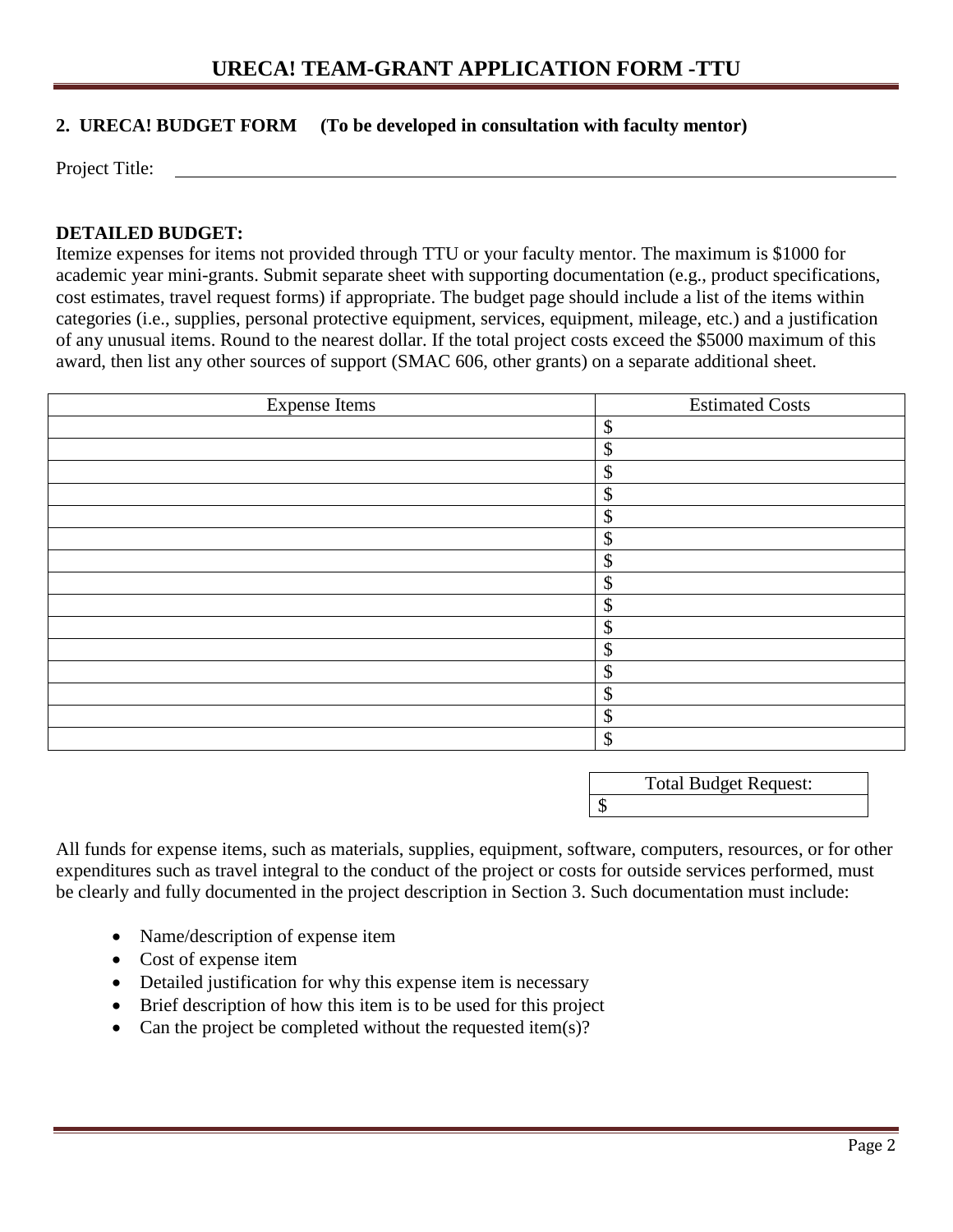# URECA! TEAM-GRANT APPLICATION FORM -TTU

## 2. URECA! BUDGET FORM (To be developed in consultation with faculty mentor)

Project Title: ______________________________________________

**DETAILED BUDGET:**

Itemize expenses for items not provided through TTU or your faculty mentor. The maximum is $1000 for academic year mini-grants. Submit separate sheet with supporting documentation (e.g., product specifications, cost estimates, travel request forms) if appropriate. The budget page should include a list of the items within categories (i.e., supplies, personal protective equipment, services, equipment, mileage, etc.) and a justification of any unusual items. Round to the nearest dollar. If the total project costs exceed the $5000 maximum of this award, then list any other sources of support (SMAC 606, other grants) on a separate additional sheet.

| Expense Items | Estimated Costs |
|---|---|
| | $ |
| | $ |
| | $ |
| | $ |
| | $ |
| | $ |
| | $ |
| | $ |
| | $ |
| | $ |
| | $ |
| | $ |
| | $ |
| | $ |
| | $ |

| Total Budget Request: |
|---|
| $ |

All funds for expense items, such as materials, supplies, equipment, software, computers, resources, or for other expenditures such as travel integral to the conduct of the project or costs for outside services performed, must be clearly and fully documented in the project description in Section 3. Such documentation must include:

- Name/description of expense item
- Cost of expense item
- Detailed justification for why this expense item is necessary
- Brief description of how this item is to be used for this project
- Can the project be completed without the requested item(s)?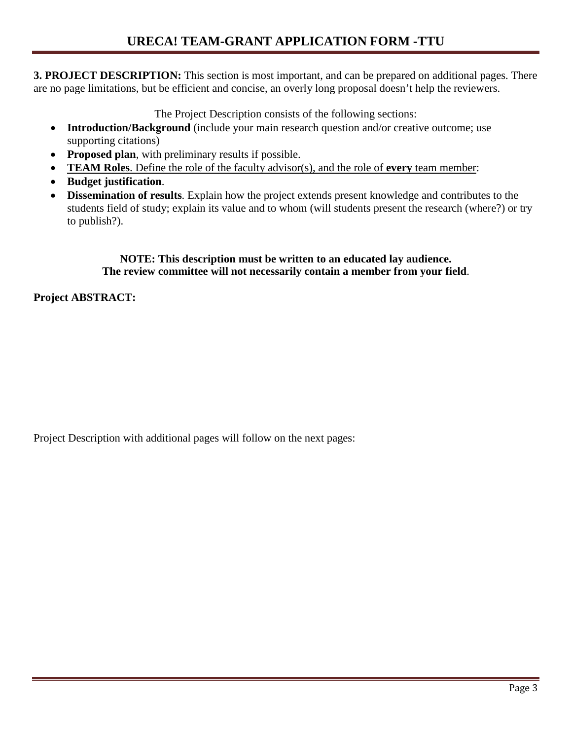**3. PROJECT DESCRIPTION:** This section is most important, and can be prepared on additional pages. There are no page limitations, but be efficient and concise, an overly long proposal doesn't help the reviewers.

The Project Description consists of the following sections:

- **Introduction/Background** (include your main research question and/or creative outcome; use supporting citations)
- **Proposed plan**, with preliminary results if possible.
- **TEAM Roles**. Define the role of the faculty advisor(s), and the role of **every** team member:
- **Budget justification**.
- **Dissemination of results**. Explain how the project extends present knowledge and contributes to the students field of study; explain its value and to whom (will students present the research (where?) or try to publish?).

**NOTE: This description must be written to an educated lay audience.**
**The review committee will not necessarily contain a member from your field**.

**Project ABSTRACT:**

Project Description with additional pages will follow on the next pages: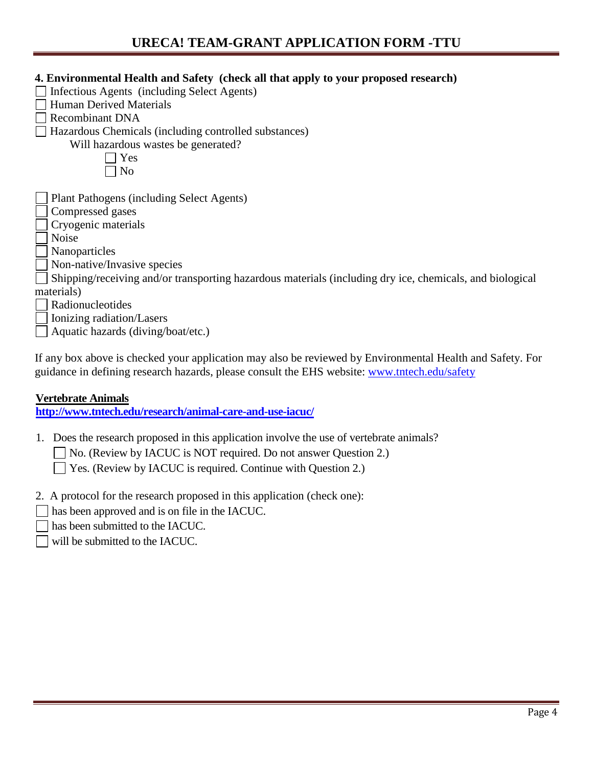**4. Environmental Health and Safety (check all that apply to your proposed research)**

- ☐ Infectious Agents (including Select Agents)
- ☐ Human Derived Materials
- ☐ Recombinant DNA
- ☐ Hazardous Chemicals (including controlled substances)
  - Will hazardous wastes be generated?
    - ☐ Yes
    - ☐ No

- ☐ Plant Pathogens (including Select Agents)
- ☐ Compressed gases
- ☐ Cryogenic materials
- ☐ Noise
- ☐ Nanoparticles
- ☐ Non-native/Invasive species
- ☐ Shipping/receiving and/or transporting hazardous materials (including dry ice, chemicals, and biological materials)
- ☐ Radionucleotides
- ☐ Ionizing radiation/Lasers
- ☐ Aquatic hazards (diving/boat/etc.)

If any box above is checked your application may also be reviewed by Environmental Health and Safety. For guidance in defining research hazards, please consult the EHS website: [www.tntech.edu/safety](http://www.tntech.edu/safety)

**Vertebrate Animals**

**[http://www.tntech.edu/research/animal-care-and-use-iacuc/](http://www.tntech.edu/research/animal-care-and-use-iacuc/)**

1. Does the research proposed in this application involve the use of vertebrate animals?
   - ☐ No. (Review by IACUC is NOT required. Do not answer Question 2.)
   - ☐ Yes. (Review by IACUC is required. Continue with Question 2.)

2. A protocol for the research proposed in this application (check one):
   - ☐ has been approved and is on file in the IACUC.
   - ☐ has been submitted to the IACUC.
   - ☐ will be submitted to the IACUC.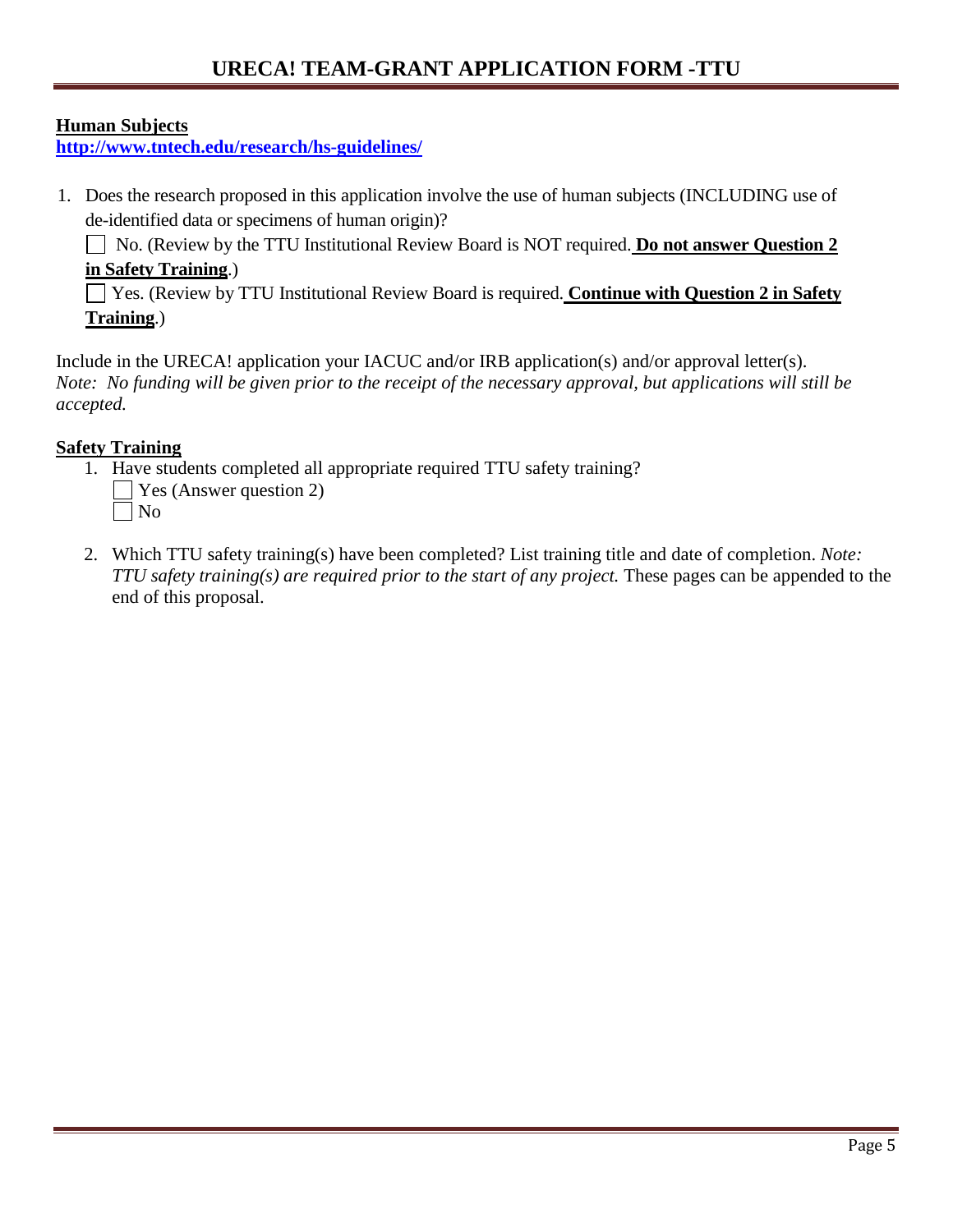**Human Subjects**

**[http://www.tntech.edu/research/hs-guidelines/](http://www.tntech.edu/research/hs-guidelines/)**

1. Does the research proposed in this application involve the use of human subjects (INCLUDING use of de-identified data or specimens of human origin)?

   ☐ No. (Review by the TTU Institutional Review Board is NOT required. **Do not answer Question 2 in Safety Training**.)

   ☐ Yes. (Review by TTU Institutional Review Board is required. **Continue with Question 2 in Safety Training**.)

Include in the URECA! application your IACUC and/or IRB application(s) and/or approval letter(s). *Note: No funding will be given prior to the receipt of the necessary approval, but applications will still be accepted.*

**Safety Training**

1. Have students completed all appropriate required TTU safety training?

   ☐ Yes (Answer question 2)

   ☐ No

2. Which TTU safety training(s) have been completed? List training title and date of completion. *Note: TTU safety training(s) are required prior to the start of any project.* These pages can be appended to the end of this proposal.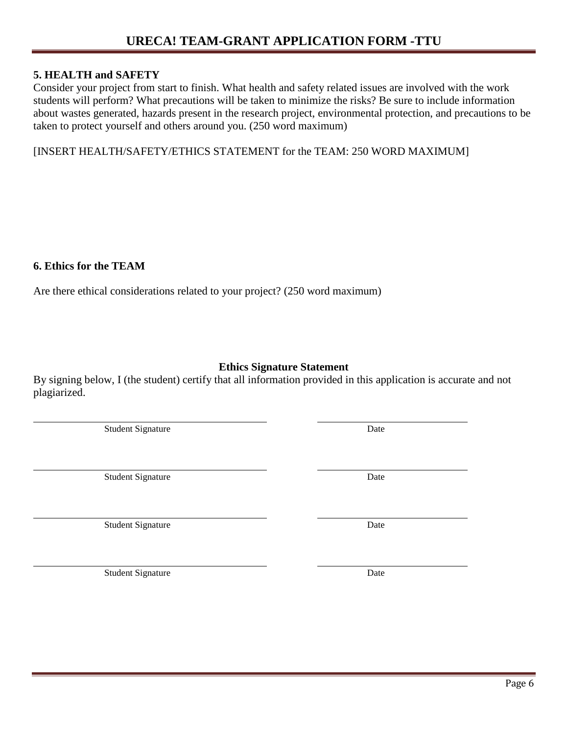### 5. HEALTH and SAFETY

Consider your project from start to finish. What health and safety related issues are involved with the work students will perform? What precautions will be taken to minimize the risks? Be sure to include information about wastes generated, hazards present in the research project, environmental protection, and precautions to be taken to protect yourself and others around you. (250 word maximum)

[INSERT HEALTH/SAFETY/ETHICS STATEMENT for the TEAM: 250 WORD MAXIMUM]

### 6. Ethics for the TEAM

Are there ethical considerations related to your project? (250 word maximum)

**Ethics Signature Statement**

By signing below, I (the student) certify that all information provided in this application is accurate and not plagiarized.

| Student Signature | Date |
|---|---|
| Student Signature | Date |
| Student Signature | Date |
| Student Signature | Date |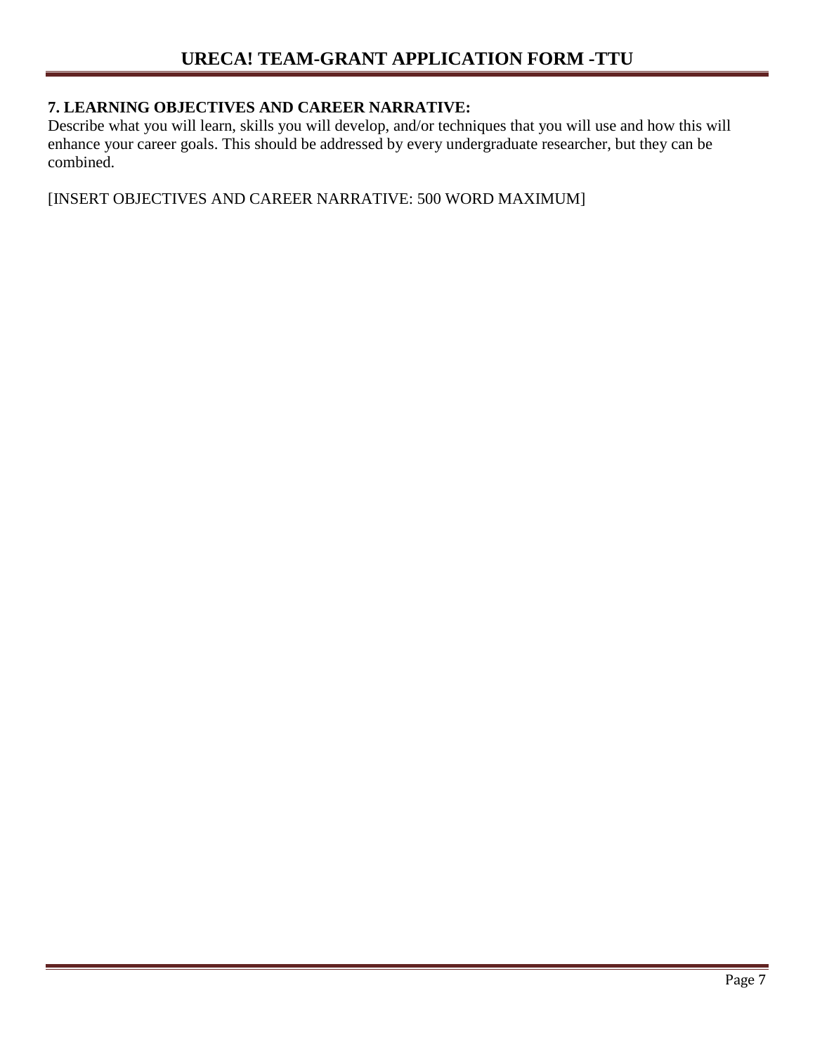## 7. LEARNING OBJECTIVES AND CAREER NARRATIVE:

Describe what you will learn, skills you will develop, and/or techniques that you will use and how this will enhance your career goals. This should be addressed by every undergraduate researcher, but they can be combined.

[INSERT OBJECTIVES AND CAREER NARRATIVE: 500 WORD MAXIMUM]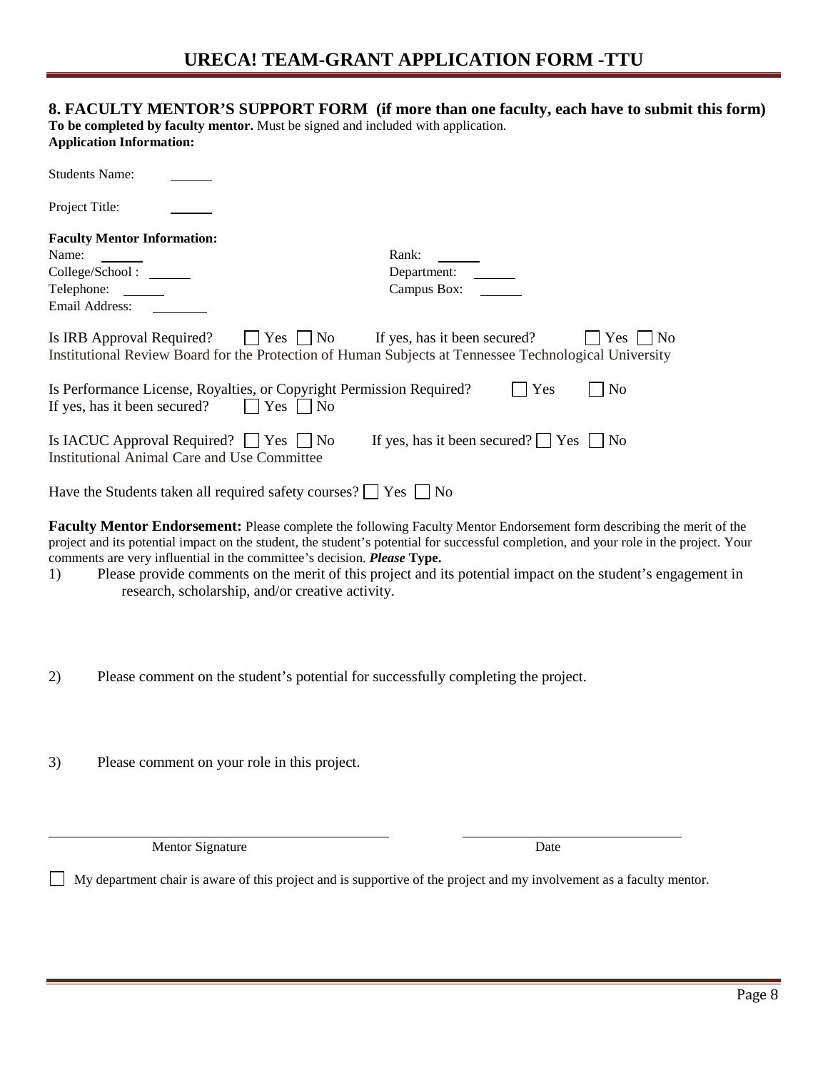# URECA! TEAM-GRANT APPLICATION FORM -TTU

## 8. FACULTY MENTOR'S SUPPORT FORM (if more than one faculty, each have to submit this form)

**To be completed by faculty mentor.** Must be signed and included with application.

**Application Information:**

Students Name: ______

Project Title: ______

**Faculty Mentor Information:**

Name: ______ Rank: ______

College/School : ______ Department: ______

Telephone: ______ Campus Box: ______

Email Address: ________

Is IRB Approval Required? ☐ Yes ☐ No If yes, has it been secured? ☐ Yes ☐ No

Institutional Review Board for the Protection of Human Subjects at Tennessee Technological University

Is Performance License, Royalties, or Copyright Permission Required? ☐ Yes ☐ No

If yes, has it been secured? ☐ Yes ☐ No

Is IACUC Approval Required? ☐ Yes ☐ No If yes, has it been secured? ☐ Yes ☐ No

Institutional Animal Care and Use Committee

Have the Students taken all required safety courses? ☐ Yes ☐ No

**Faculty Mentor Endorsement:** Please complete the following Faculty Mentor Endorsement form describing the merit of the project and its potential impact on the student, the student's potential for successful completion, and your role in the project. Your comments are very influential in the committee's decision. ***Please* Type.**

1) Please provide comments on the merit of this project and its potential impact on the student's engagement in research, scholarship, and/or creative activity.

2) Please comment on the student's potential for successfully completing the project.

3) Please comment on your role in this project.

_______________________________ _______________________________

Mentor Signature Date

☐ My department chair is aware of this project and is supportive of the project and my involvement as a faculty mentor.